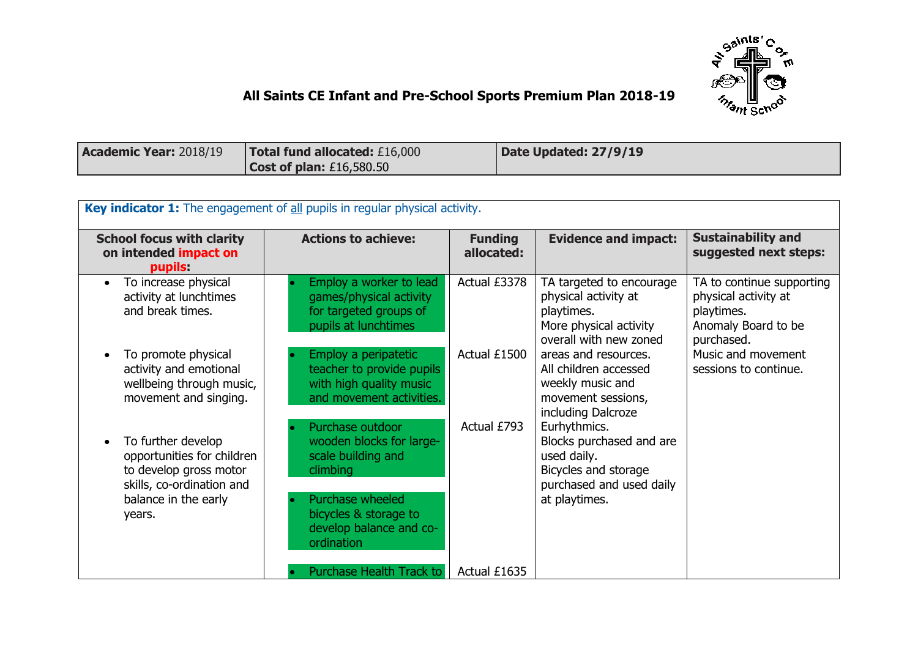# All Saints CE Infant and Pre-School Sports Premium Plan 2018-19

| **Academic Year:** 2018/19 | **Total fund allocated:** £16,000<br>**Cost of plan:** £16,580.50 | **Date Updated: 27/9/19** |
|---|---|---|

| **Key indicator 1:** The engagement of all pupils in regular physical activity. | | | | |
|---|---|---|---|---|
| **School focus with clarity on intended impact on pupils:** | **Actions to achieve:** | **Funding allocated:** | **Evidence and impact:** | **Sustainability and suggested next steps:** |
| • To increase physical activity at lunchtimes and break times.<br><br>• To promote physical activity and emotional wellbeing through music, movement and singing.<br><br>• To further develop opportunities for children to develop gross motor skills, co-ordination and balance in the early years. | • Employ a worker to lead games/physical activity for targeted groups of pupils at lunchtimes<br><br>• Employ a peripatetic teacher to provide pupils with high quality music and movement activities.<br><br>• Purchase outdoor wooden blocks for large-scale building and climbing<br><br>• Purchase wheeled bicycles & storage to develop balance and co-ordination<br><br>• Purchase Health Track to | Actual £3378<br><br>Actual £1500<br><br>Actual £793<br><br>Actual £1635 | TA targeted to encourage physical activity at playtimes.<br>More physical activity overall with new zoned areas and resources.<br>All children accessed weekly music and movement sessions, including Dalcroze Eurhythmics.<br>Blocks purchased and are used daily.<br>Bicycles and storage purchased and used daily at playtimes. | TA to continue supporting physical activity at playtimes.<br>Anomaly Board to be purchased.<br>Music and movement sessions to continue. |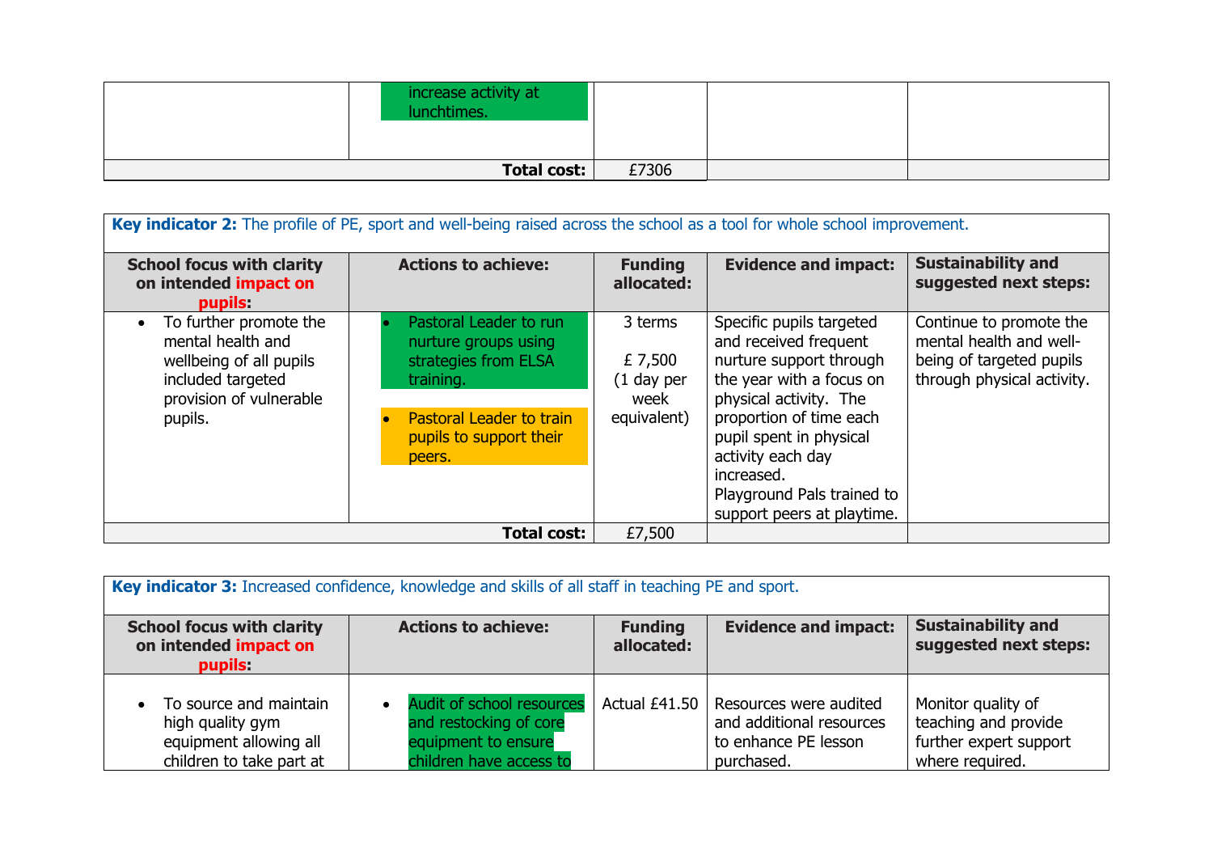| | | | | |
|---|---|---|---|---|
| | increase activity at lunchtimes. | | | |
| **Total cost:** | | £7306 | | |

| **Key indicator 2:** The profile of PE, sport and well-being raised across the school as a tool for whole school improvement. | | | | |
|---|---|---|---|---|
| **School focus with clarity on intended impact on pupils:** | **Actions to achieve:** | **Funding allocated:** | **Evidence and impact:** | **Sustainability and suggested next steps:** |
| • To further promote the mental health and wellbeing of all pupils included targeted provision of vulnerable pupils. | • Pastoral Leader to run nurture groups using strategies from ELSA training.<br><br>• Pastoral Leader to train pupils to support their peers. | 3 terms<br><br>£ 7,500 (1 day per week equivalent) | Specific pupils targeted and received frequent nurture support through the year with a focus on physical activity. The proportion of time each pupil spent in physical activity each day increased.<br>Playground Pals trained to support peers at playtime. | Continue to promote the mental health and well-being of targeted pupils through physical activity. |
| **Total cost:** | | £7,500 | | |

| **Key indicator 3:** Increased confidence, knowledge and skills of all staff in teaching PE and sport. | | | | |
|---|---|---|---|---|
| **School focus with clarity on intended impact on pupils:** | **Actions to achieve:** | **Funding allocated:** | **Evidence and impact:** | **Sustainability and suggested next steps:** |
| • To source and maintain high quality gym equipment allowing all children to take part at | • Audit of school resources and restocking of core equipment to ensure children have access to | Actual £41.50 | Resources were audited and additional resources to enhance PE lesson purchased. | Monitor quality of teaching and provide further expert support where required. |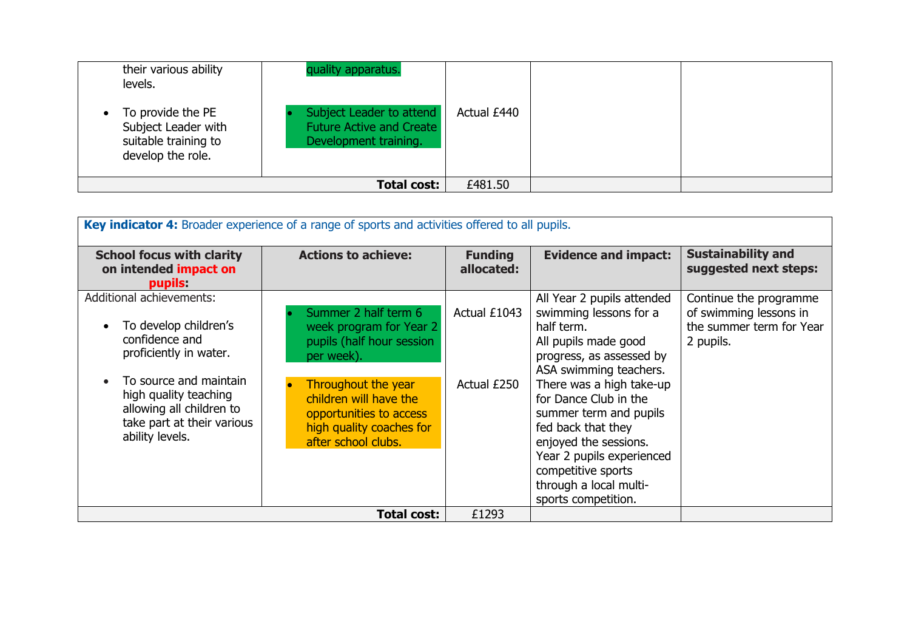| | | | | |
|---|---|---|---|---|
| their various ability levels.<br><br>• To provide the PE Subject Leader with suitable training to develop the role. | quality apparatus.<br><br>• Subject Leader to attend Future Active and Create Development training. | Actual £440 | | |
| **Total cost:** | | £481.50 | | |

| **Key indicator 4:** Broader experience of a range of sports and activities offered to all pupils. | | | | |
|---|---|---|---|---|
| **School focus with clarity on intended impact on pupils:** | **Actions to achieve:** | **Funding allocated:** | **Evidence and impact:** | **Sustainability and suggested next steps:** |
| Additional achievements:<br><br>• To develop children's confidence and proficiently in water.<br><br>• To source and maintain high quality teaching allowing all children to take part at their various ability levels. | • Summer 2 half term 6 week program for Year 2 pupils (half hour session per week).<br><br>• Throughout the year children will have the opportunities to access high quality coaches for after school clubs. | Actual £1043<br><br>Actual £250 | All Year 2 pupils attended swimming lessons for a half term.<br>All pupils made good progress, as assessed by ASA swimming teachers.<br>There was a high take-up for Dance Club in the summer term and pupils fed back that they enjoyed the sessions.<br>Year 2 pupils experienced competitive sports through a local multi-sports competition. | Continue the programme of swimming lessons in the summer term for Year 2 pupils. |
| **Total cost:** | | £1293 | | |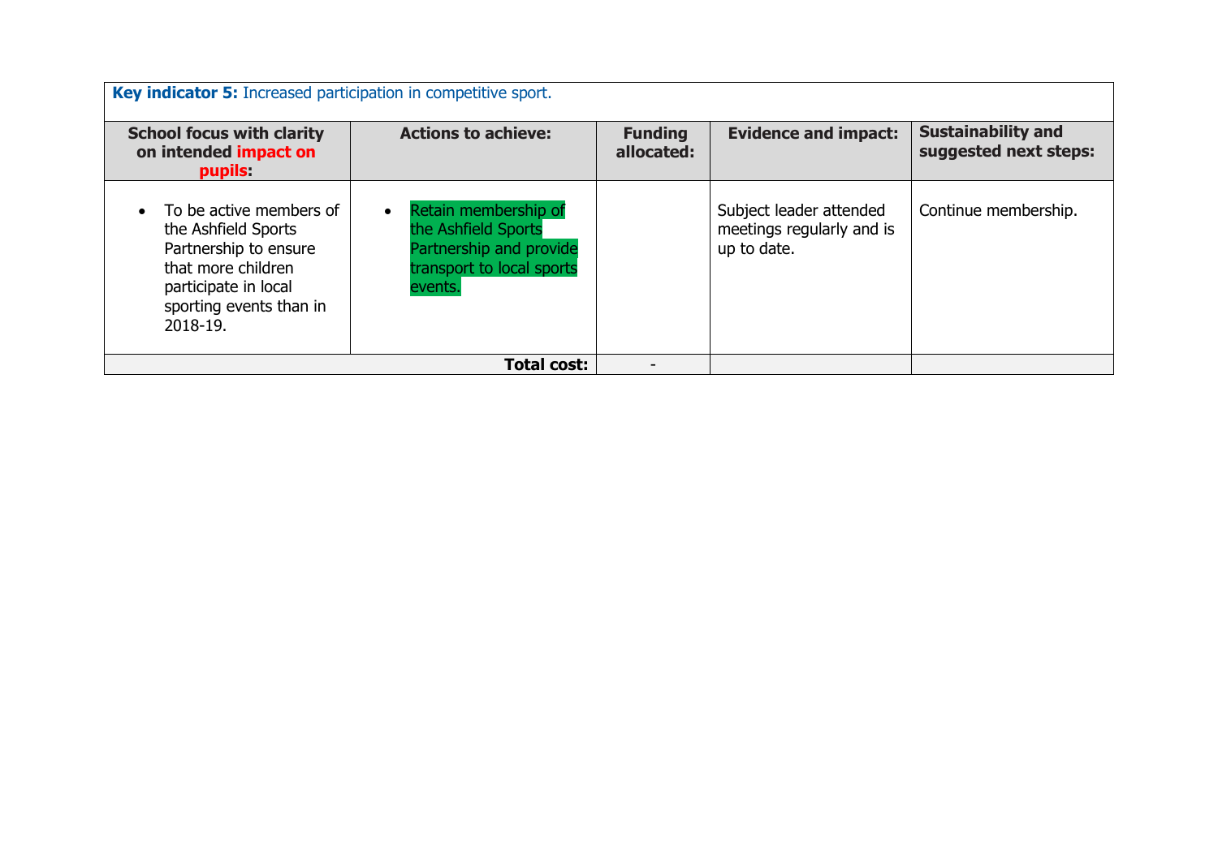**Key indicator 5:** Increased participation in competitive sport.

| School focus with clarity on intended impact on pupils: | Actions to achieve: | Funding allocated: | Evidence and impact: | Sustainability and suggested next steps: |
|---|---|---|---|---|
| • To be active members of the Ashfield Sports Partnership to ensure that more children participate in local sporting events than in 2018-19. | • Retain membership of the Ashfield Sports Partnership and provide transport to local sports events. | | Subject leader attended meetings regularly and is up to date. | Continue membership. |
| | **Total cost:** | - | | |